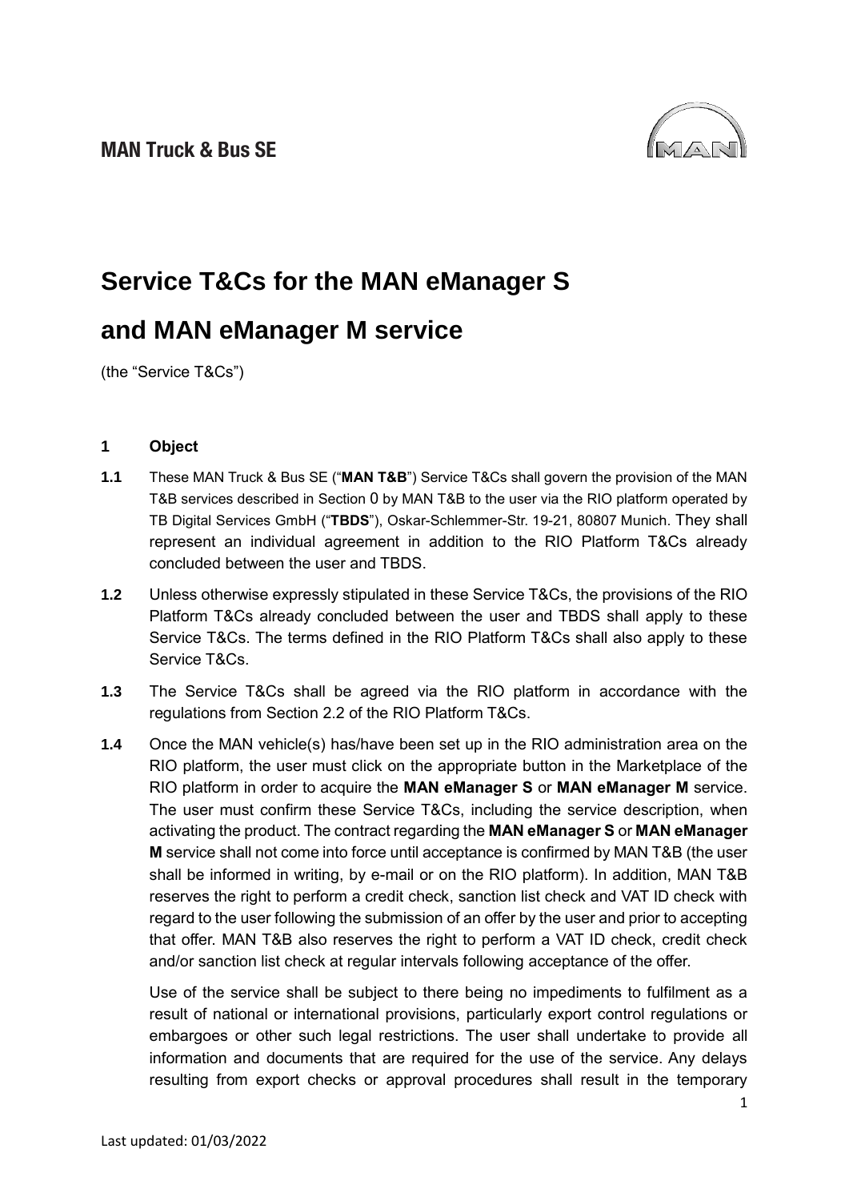MAN Truck & Bus SE

# Service T&Cs for the MAN eManager S and MAN eManager M service

(the "Service T&Cs")

## 1 Object

**1.1** These MAN Truck & Bus SE ("**MAN T&B**") Service T&Cs shall govern the provision of the MAN T&B services described in Section 0 by MAN T&B to the user via the RIO platform operated by TB Digital Services GmbH ("**TBDS**"), Oskar-Schlemmer-Str. 19-21, 80807 Munich. They shall represent an individual agreement in addition to the RIO Platform T&Cs already concluded between the user and TBDS.

**1.2** Unless otherwise expressly stipulated in these Service T&Cs, the provisions of the RIO Platform T&Cs already concluded between the user and TBDS shall apply to these Service T&Cs. The terms defined in the RIO Platform T&Cs shall also apply to these Service T&Cs.

**1.3** The Service T&Cs shall be agreed via the RIO platform in accordance with the regulations from Section 2.2 of the RIO Platform T&Cs.

**1.4** Once the MAN vehicle(s) has/have been set up in the RIO administration area on the RIO platform, the user must click on the appropriate button in the Marketplace of the RIO platform in order to acquire the **MAN eManager S** or **MAN eManager M** service. The user must confirm these Service T&Cs, including the service description, when activating the product. The contract regarding the **MAN eManager S** or **MAN eManager M** service shall not come into force until acceptance is confirmed by MAN T&B (the user shall be informed in writing, by e-mail or on the RIO platform). In addition, MAN T&B reserves the right to perform a credit check, sanction list check and VAT ID check with regard to the user following the submission of an offer by the user and prior to accepting that offer. MAN T&B also reserves the right to perform a VAT ID check, credit check and/or sanction list check at regular intervals following acceptance of the offer.

Use of the service shall be subject to there being no impediments to fulfilment as a result of national or international provisions, particularly export control regulations or embargoes or other such legal restrictions. The user shall undertake to provide all information and documents that are required for the use of the service. Any delays resulting from export checks or approval procedures shall result in the temporary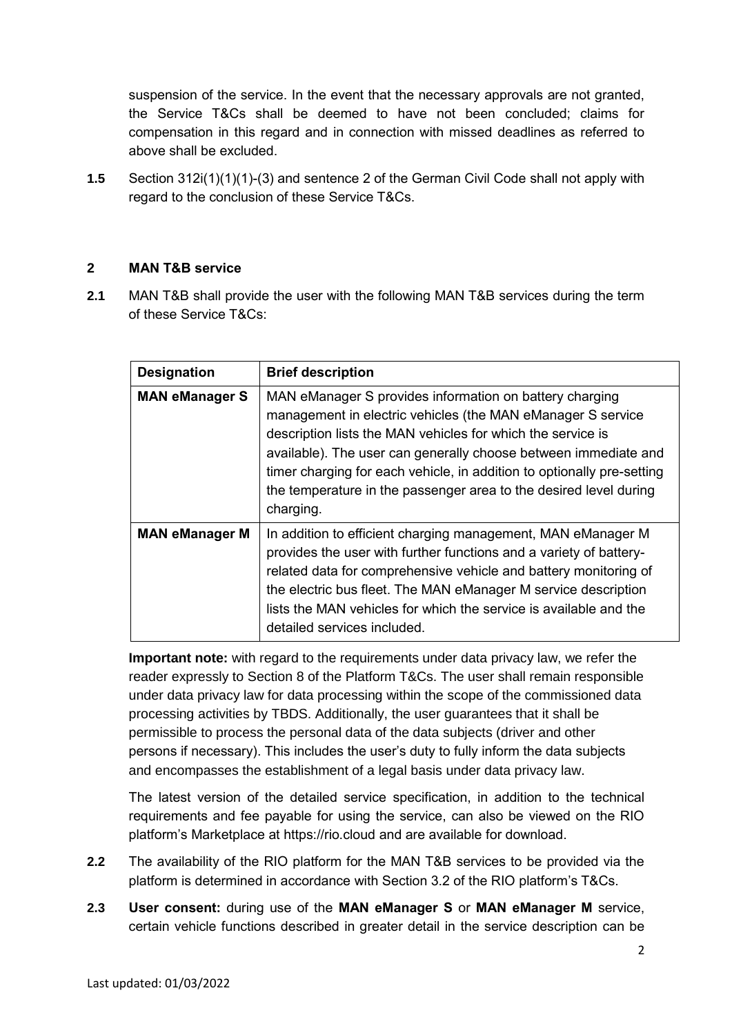suspension of the service. In the event that the necessary approvals are not granted, the Service T&Cs shall be deemed to have not been concluded; claims for compensation in this regard and in connection with missed deadlines as referred to above shall be excluded.

**1.5** Section 312i(1)(1)(1)-(3) and sentence 2 of the German Civil Code shall not apply with regard to the conclusion of these Service T&Cs.

## 2 MAN T&B service

**2.1** MAN T&B shall provide the user with the following MAN T&B services during the term of these Service T&Cs:

| Designation | Brief description |
| --- | --- |
| **MAN eManager S** | MAN eManager S provides information on battery charging management in electric vehicles (the MAN eManager S service description lists the MAN vehicles for which the service is available). The user can generally choose between immediate and timer charging for each vehicle, in addition to optionally pre-setting the temperature in the passenger area to the desired level during charging. |
| **MAN eManager M** | In addition to efficient charging management, MAN eManager M provides the user with further functions and a variety of battery-related data for comprehensive vehicle and battery monitoring of the electric bus fleet. The MAN eManager M service description lists the MAN vehicles for which the service is available and the detailed services included. |

**Important note:** with regard to the requirements under data privacy law, we refer the reader expressly to Section 8 of the Platform T&Cs. The user shall remain responsible under data privacy law for data processing within the scope of the commissioned data processing activities by TBDS. Additionally, the user guarantees that it shall be permissible to process the personal data of the data subjects (driver and other persons if necessary). This includes the user's duty to fully inform the data subjects and encompasses the establishment of a legal basis under data privacy law.

The latest version of the detailed service specification, in addition to the technical requirements and fee payable for using the service, can also be viewed on the RIO platform's Marketplace at https://rio.cloud and are available for download.

**2.2** The availability of the RIO platform for the MAN T&B services to be provided via the platform is determined in accordance with Section 3.2 of the RIO platform's T&Cs.

**2.3** **User consent:** during use of the **MAN eManager S** or **MAN eManager M** service, certain vehicle functions described in greater detail in the service description can be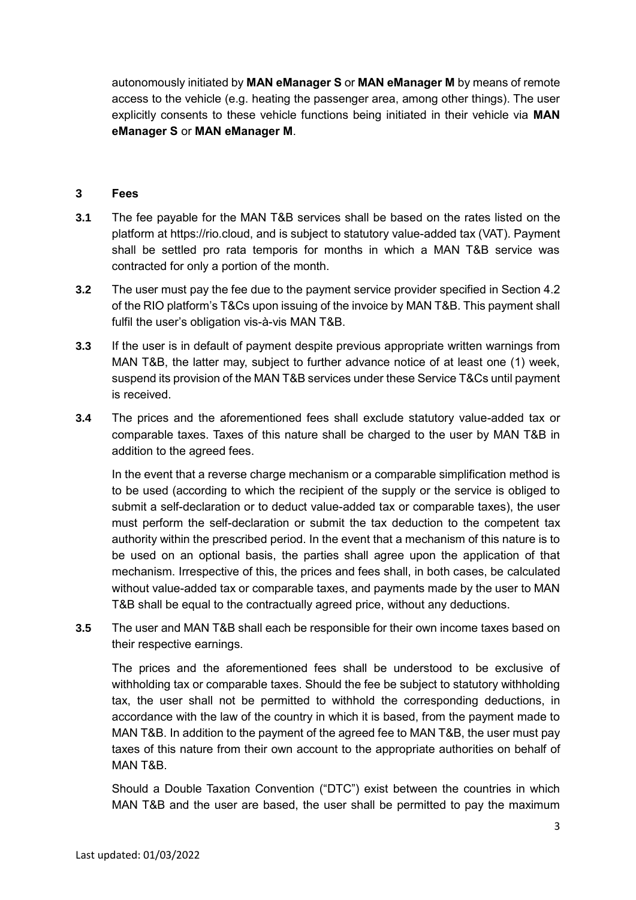autonomously initiated by **MAN eManager S** or **MAN eManager M** by means of remote access to the vehicle (e.g. heating the passenger area, among other things). The user explicitly consents to these vehicle functions being initiated in their vehicle via **MAN eManager S** or **MAN eManager M**.

## 3 Fees

**3.1** The fee payable for the MAN T&B services shall be based on the rates listed on the platform at https://rio.cloud, and is subject to statutory value-added tax (VAT). Payment shall be settled pro rata temporis for months in which a MAN T&B service was contracted for only a portion of the month.

**3.2** The user must pay the fee due to the payment service provider specified in Section 4.2 of the RIO platform's T&Cs upon issuing of the invoice by MAN T&B. This payment shall fulfil the user's obligation vis-à-vis MAN T&B.

**3.3** If the user is in default of payment despite previous appropriate written warnings from MAN T&B, the latter may, subject to further advance notice of at least one (1) week, suspend its provision of the MAN T&B services under these Service T&Cs until payment is received.

**3.4** The prices and the aforementioned fees shall exclude statutory value-added tax or comparable taxes. Taxes of this nature shall be charged to the user by MAN T&B in addition to the agreed fees.

In the event that a reverse charge mechanism or a comparable simplification method is to be used (according to which the recipient of the supply or the service is obliged to submit a self-declaration or to deduct value-added tax or comparable taxes), the user must perform the self-declaration or submit the tax deduction to the competent tax authority within the prescribed period. In the event that a mechanism of this nature is to be used on an optional basis, the parties shall agree upon the application of that mechanism. Irrespective of this, the prices and fees shall, in both cases, be calculated without value-added tax or comparable taxes, and payments made by the user to MAN T&B shall be equal to the contractually agreed price, without any deductions.

**3.5** The user and MAN T&B shall each be responsible for their own income taxes based on their respective earnings.

The prices and the aforementioned fees shall be understood to be exclusive of withholding tax or comparable taxes. Should the fee be subject to statutory withholding tax, the user shall not be permitted to withhold the corresponding deductions, in accordance with the law of the country in which it is based, from the payment made to MAN T&B. In addition to the payment of the agreed fee to MAN T&B, the user must pay taxes of this nature from their own account to the appropriate authorities on behalf of MAN T&B.

Should a Double Taxation Convention ("DTC") exist between the countries in which MAN T&B and the user are based, the user shall be permitted to pay the maximum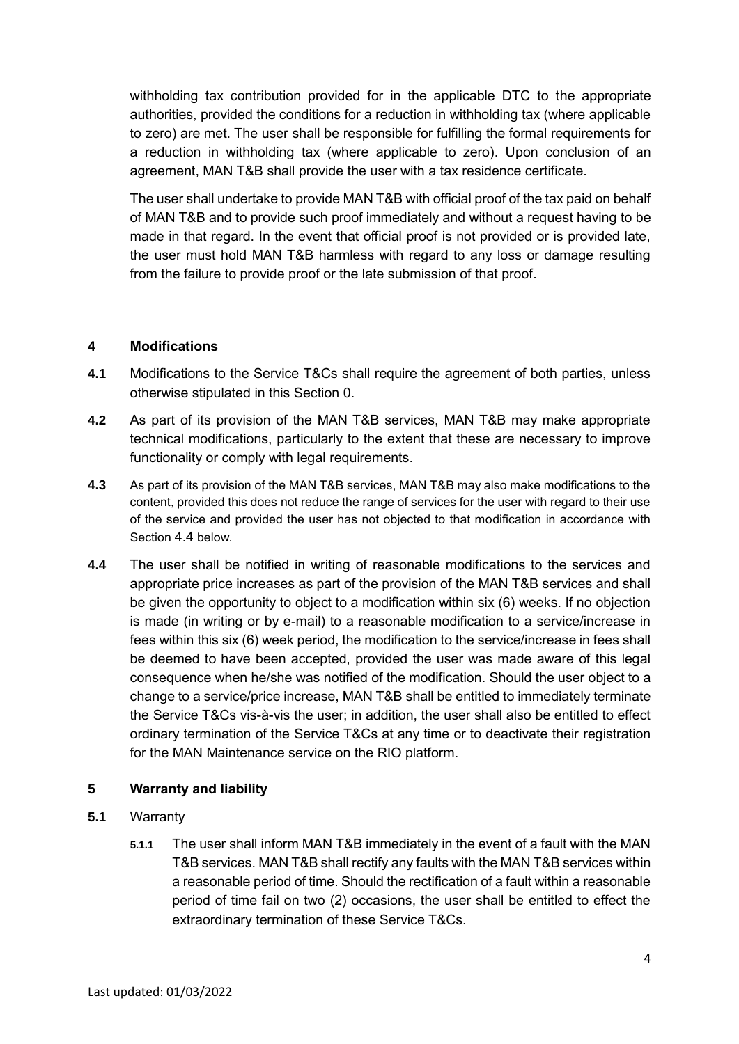withholding tax contribution provided for in the applicable DTC to the appropriate authorities, provided the conditions for a reduction in withholding tax (where applicable to zero) are met. The user shall be responsible for fulfilling the formal requirements for a reduction in withholding tax (where applicable to zero). Upon conclusion of an agreement, MAN T&B shall provide the user with a tax residence certificate.

The user shall undertake to provide MAN T&B with official proof of the tax paid on behalf of MAN T&B and to provide such proof immediately and without a request having to be made in that regard. In the event that official proof is not provided or is provided late, the user must hold MAN T&B harmless with regard to any loss or damage resulting from the failure to provide proof or the late submission of that proof.

## 4 Modifications

**4.1** Modifications to the Service T&Cs shall require the agreement of both parties, unless otherwise stipulated in this Section 0.

**4.2** As part of its provision of the MAN T&B services, MAN T&B may make appropriate technical modifications, particularly to the extent that these are necessary to improve functionality or comply with legal requirements.

**4.3** As part of its provision of the MAN T&B services, MAN T&B may also make modifications to the content, provided this does not reduce the range of services for the user with regard to their use of the service and provided the user has not objected to that modification in accordance with Section 4.4 below.

**4.4** The user shall be notified in writing of reasonable modifications to the services and appropriate price increases as part of the provision of the MAN T&B services and shall be given the opportunity to object to a modification within six (6) weeks. If no objection is made (in writing or by e-mail) to a reasonable modification to a service/increase in fees within this six (6) week period, the modification to the service/increase in fees shall be deemed to have been accepted, provided the user was made aware of this legal consequence when he/she was notified of the modification. Should the user object to a change to a service/price increase, MAN T&B shall be entitled to immediately terminate the Service T&Cs vis-à-vis the user; in addition, the user shall also be entitled to effect ordinary termination of the Service T&Cs at any time or to deactivate their registration for the MAN Maintenance service on the RIO platform.

## 5 Warranty and liability

**5.1** Warranty

**5.1.1** The user shall inform MAN T&B immediately in the event of a fault with the MAN T&B services. MAN T&B shall rectify any faults with the MAN T&B services within a reasonable period of time. Should the rectification of a fault within a reasonable period of time fail on two (2) occasions, the user shall be entitled to effect the extraordinary termination of these Service T&Cs.

Last updated: 01/03/2022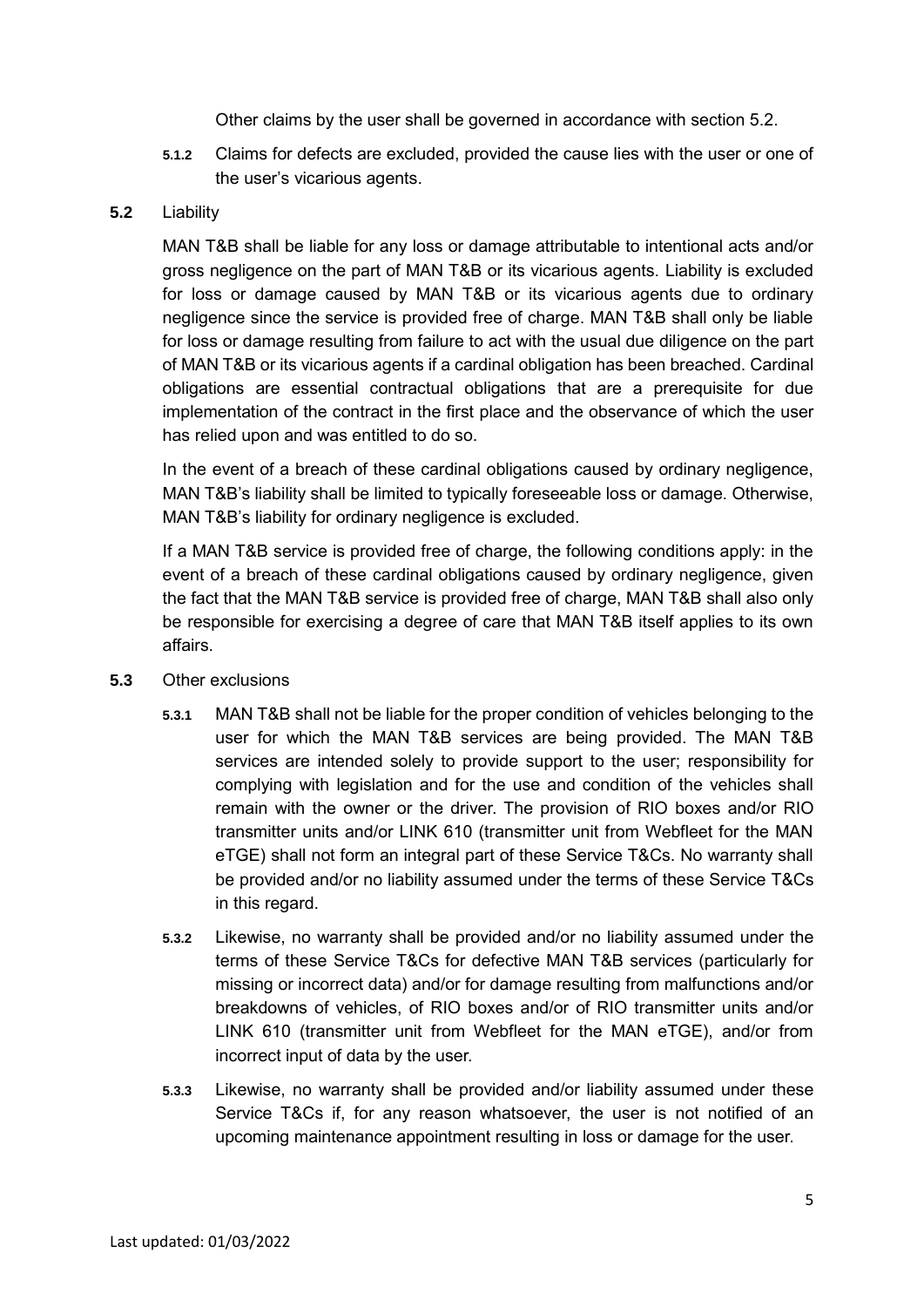Other claims by the user shall be governed in accordance with section 5.2.

**5.1.2** Claims for defects are excluded, provided the cause lies with the user or one of the user's vicarious agents.

**5.2** Liability

MAN T&B shall be liable for any loss or damage attributable to intentional acts and/or gross negligence on the part of MAN T&B or its vicarious agents. Liability is excluded for loss or damage caused by MAN T&B or its vicarious agents due to ordinary negligence since the service is provided free of charge. MAN T&B shall only be liable for loss or damage resulting from failure to act with the usual due diligence on the part of MAN T&B or its vicarious agents if a cardinal obligation has been breached. Cardinal obligations are essential contractual obligations that are a prerequisite for due implementation of the contract in the first place and the observance of which the user has relied upon and was entitled to do so.

In the event of a breach of these cardinal obligations caused by ordinary negligence, MAN T&B's liability shall be limited to typically foreseeable loss or damage. Otherwise, MAN T&B's liability for ordinary negligence is excluded.

If a MAN T&B service is provided free of charge, the following conditions apply: in the event of a breach of these cardinal obligations caused by ordinary negligence, given the fact that the MAN T&B service is provided free of charge, MAN T&B shall also only be responsible for exercising a degree of care that MAN T&B itself applies to its own affairs.

**5.3** Other exclusions

**5.3.1** MAN T&B shall not be liable for the proper condition of vehicles belonging to the user for which the MAN T&B services are being provided. The MAN T&B services are intended solely to provide support to the user; responsibility for complying with legislation and for the use and condition of the vehicles shall remain with the owner or the driver. The provision of RIO boxes and/or RIO transmitter units and/or LINK 610 (transmitter unit from Webfleet for the MAN eTGE) shall not form an integral part of these Service T&Cs. No warranty shall be provided and/or no liability assumed under the terms of these Service T&Cs in this regard.

**5.3.2** Likewise, no warranty shall be provided and/or no liability assumed under the terms of these Service T&Cs for defective MAN T&B services (particularly for missing or incorrect data) and/or for damage resulting from malfunctions and/or breakdowns of vehicles, of RIO boxes and/or of RIO transmitter units and/or LINK 610 (transmitter unit from Webfleet for the MAN eTGE), and/or from incorrect input of data by the user.

**5.3.3** Likewise, no warranty shall be provided and/or liability assumed under these Service T&Cs if, for any reason whatsoever, the user is not notified of an upcoming maintenance appointment resulting in loss or damage for the user.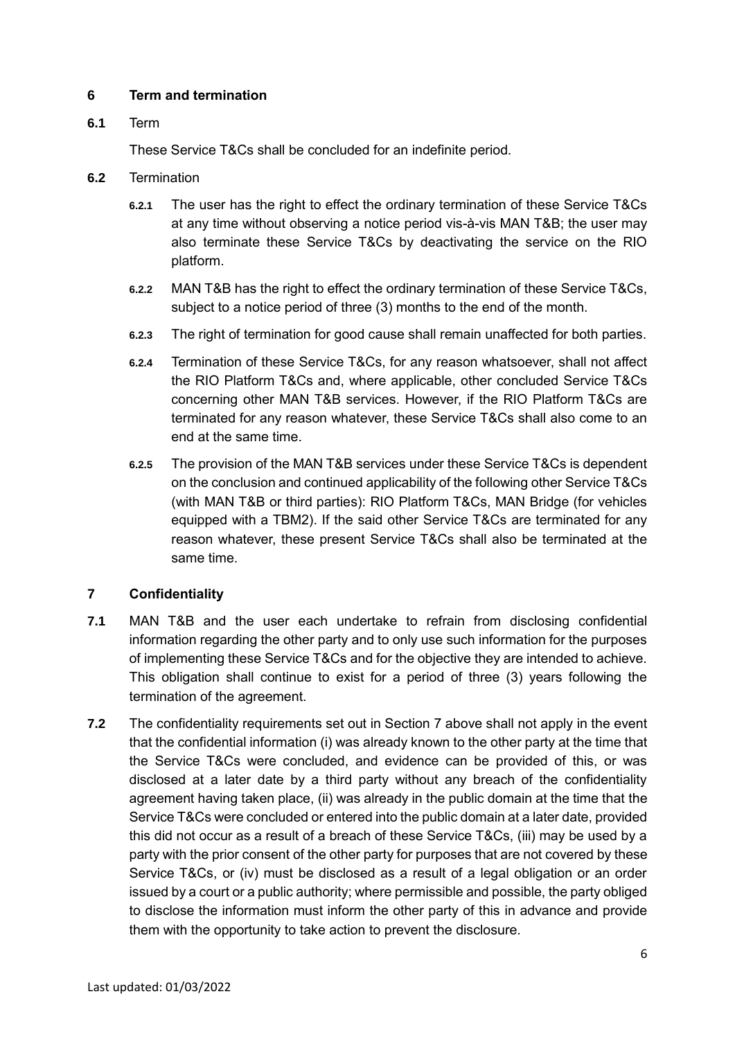## 6 Term and termination

**6.1** Term

These Service T&Cs shall be concluded for an indefinite period.

**6.2** Termination

**6.2.1** The user has the right to effect the ordinary termination of these Service T&Cs at any time without observing a notice period vis-à-vis MAN T&B; the user may also terminate these Service T&Cs by deactivating the service on the RIO platform.

**6.2.2** MAN T&B has the right to effect the ordinary termination of these Service T&Cs, subject to a notice period of three (3) months to the end of the month.

**6.2.3** The right of termination for good cause shall remain unaffected for both parties.

**6.2.4** Termination of these Service T&Cs, for any reason whatsoever, shall not affect the RIO Platform T&Cs and, where applicable, other concluded Service T&Cs concerning other MAN T&B services. However, if the RIO Platform T&Cs are terminated for any reason whatever, these Service T&Cs shall also come to an end at the same time.

**6.2.5** The provision of the MAN T&B services under these Service T&Cs is dependent on the conclusion and continued applicability of the following other Service T&Cs (with MAN T&B or third parties): RIO Platform T&Cs, MAN Bridge (for vehicles equipped with a TBM2). If the said other Service T&Cs are terminated for any reason whatever, these present Service T&Cs shall also be terminated at the same time.

## 7 Confidentiality

**7.1** MAN T&B and the user each undertake to refrain from disclosing confidential information regarding the other party and to only use such information for the purposes of implementing these Service T&Cs and for the objective they are intended to achieve. This obligation shall continue to exist for a period of three (3) years following the termination of the agreement.

**7.2** The confidentiality requirements set out in Section 7 above shall not apply in the event that the confidential information (i) was already known to the other party at the time that the Service T&Cs were concluded, and evidence can be provided of this, or was disclosed at a later date by a third party without any breach of the confidentiality agreement having taken place, (ii) was already in the public domain at the time that the Service T&Cs were concluded or entered into the public domain at a later date, provided this did not occur as a result of a breach of these Service T&Cs, (iii) may be used by a party with the prior consent of the other party for purposes that are not covered by these Service T&Cs, or (iv) must be disclosed as a result of a legal obligation or an order issued by a court or a public authority; where permissible and possible, the party obliged to disclose the information must inform the other party of this in advance and provide them with the opportunity to take action to prevent the disclosure.

Last updated: 01/03/2022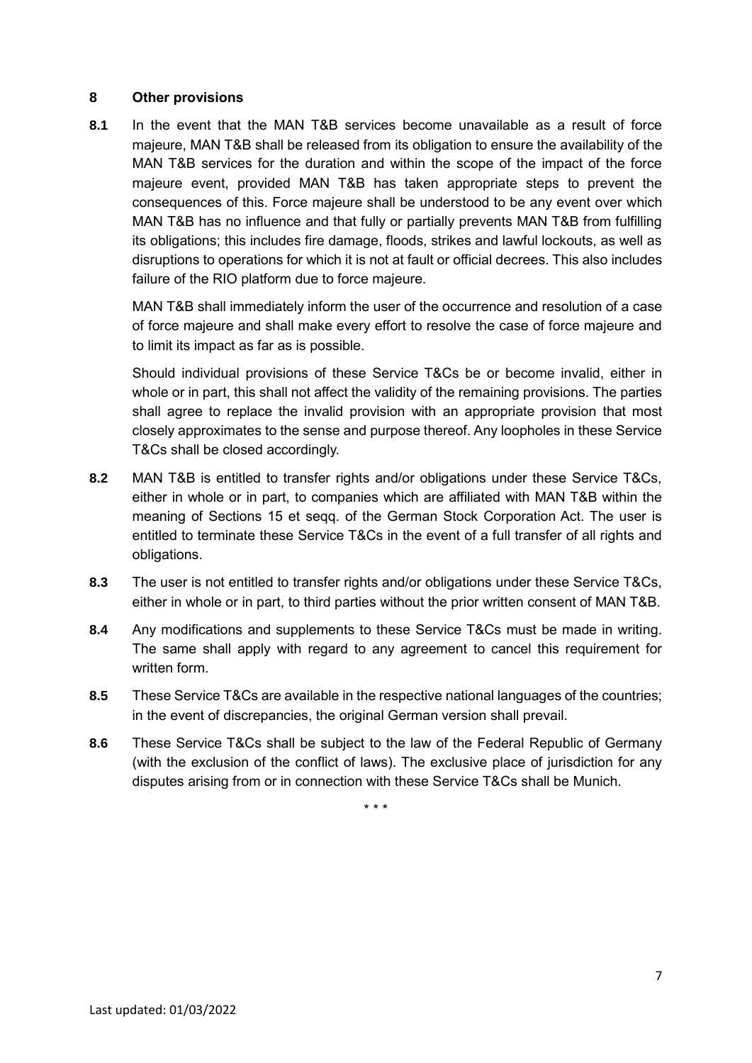## 8 Other provisions

**8.1** In the event that the MAN T&B services become unavailable as a result of force majeure, MAN T&B shall be released from its obligation to ensure the availability of the MAN T&B services for the duration and within the scope of the impact of the force majeure event, provided MAN T&B has taken appropriate steps to prevent the consequences of this. Force majeure shall be understood to be any event over which MAN T&B has no influence and that fully or partially prevents MAN T&B from fulfilling its obligations; this includes fire damage, floods, strikes and lawful lockouts, as well as disruptions to operations for which it is not at fault or official decrees. This also includes failure of the RIO platform due to force majeure.

MAN T&B shall immediately inform the user of the occurrence and resolution of a case of force majeure and shall make every effort to resolve the case of force majeure and to limit its impact as far as is possible.

Should individual provisions of these Service T&Cs be or become invalid, either in whole or in part, this shall not affect the validity of the remaining provisions. The parties shall agree to replace the invalid provision with an appropriate provision that most closely approximates to the sense and purpose thereof. Any loopholes in these Service T&Cs shall be closed accordingly.

**8.2** MAN T&B is entitled to transfer rights and/or obligations under these Service T&Cs, either in whole or in part, to companies which are affiliated with MAN T&B within the meaning of Sections 15 et seqq. of the German Stock Corporation Act. The user is entitled to terminate these Service T&Cs in the event of a full transfer of all rights and obligations.

**8.3** The user is not entitled to transfer rights and/or obligations under these Service T&Cs, either in whole or in part, to third parties without the prior written consent of MAN T&B.

**8.4** Any modifications and supplements to these Service T&Cs must be made in writing. The same shall apply with regard to any agreement to cancel this requirement for written form.

**8.5** These Service T&Cs are available in the respective national languages of the countries; in the event of discrepancies, the original German version shall prevail.

**8.6** These Service T&Cs shall be subject to the law of the Federal Republic of Germany (with the exclusion of the conflict of laws). The exclusive place of jurisdiction for any disputes arising from or in connection with these Service T&Cs shall be Munich.

\* \* \*

Last updated: 01/03/2022